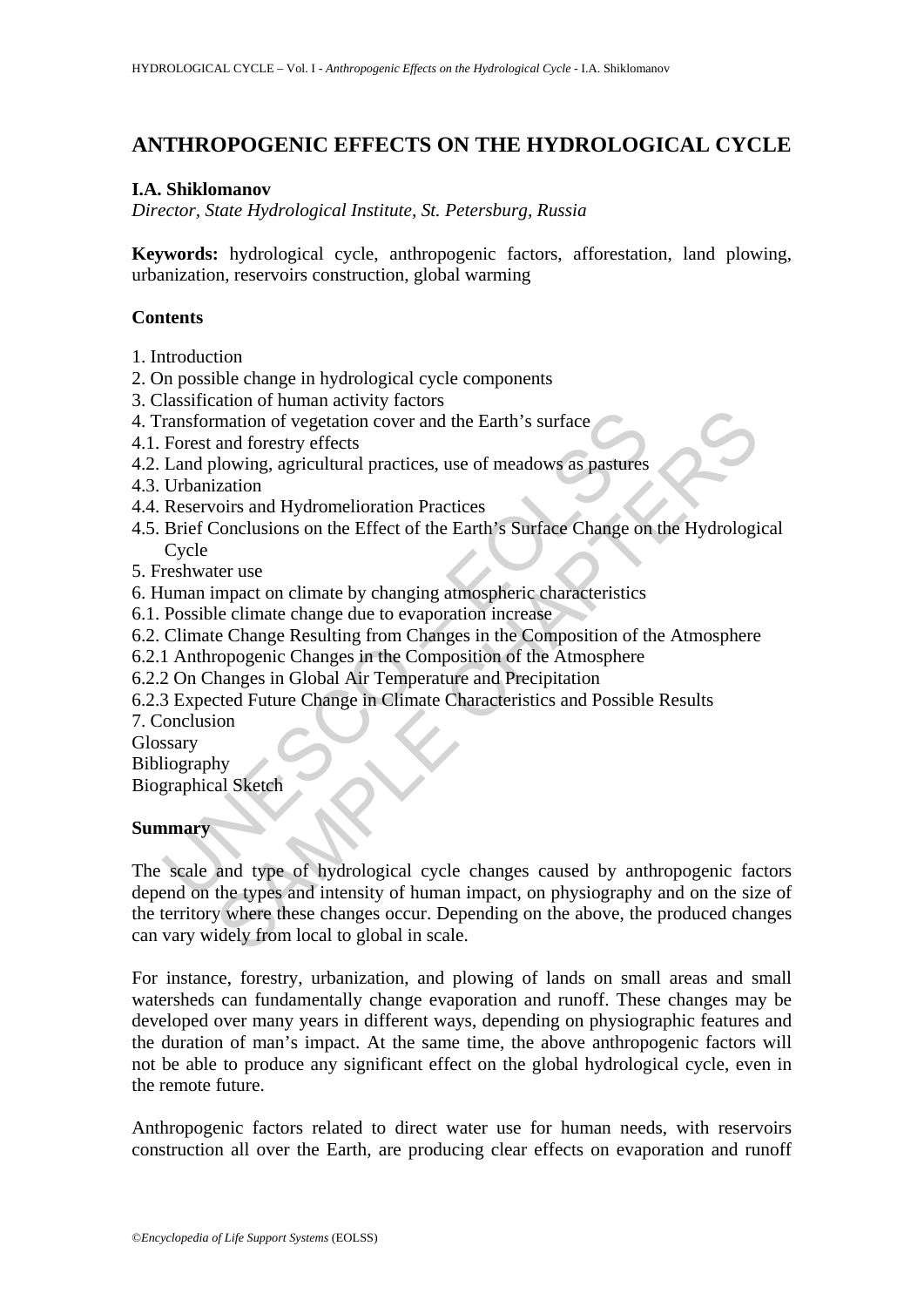# ANTHROPOGENIC EFFECTS ON THE HYDROLOGICAL CYCLE

**I.A. Shiklomanov**

*Director, State Hydrological Institute, St. Petersburg, Russia*

**Keywords:** hydrological cycle, anthropogenic factors, afforestation, land plowing, urbanization, reservoirs construction, global warming

## Contents

1. Introduction
2. On possible change in hydrological cycle components
3. Classification of human activity factors
4. Transformation of vegetation cover and the Earth's surface
4.1. Forest and forestry effects
4.2. Land plowing, agricultural practices, use of meadows as pastures
4.3. Urbanization
4.4. Reservoirs and Hydromelioration Practices
4.5. Brief Conclusions on the Effect of the Earth's Surface Change on the Hydrological Cycle
5. Freshwater use
6. Human impact on climate by changing atmospheric characteristics
6.1. Possible climate change due to evaporation increase
6.2. Climate Change Resulting from Changes in the Composition of the Atmosphere
6.2.1 Anthropogenic Changes in the Composition of the Atmosphere
6.2.2 On Changes in Global Air Temperature and Precipitation
6.2.3 Expected Future Change in Climate Characteristics and Possible Results
7. Conclusion

Glossary

Bibliography

Biographical Sketch

## Summary

The scale and type of hydrological cycle changes caused by anthropogenic factors depend on the types and intensity of human impact, on physiography and on the size of the territory where these changes occur. Depending on the above, the produced changes can vary widely from local to global in scale.

For instance, forestry, urbanization, and plowing of lands on small areas and small watersheds can fundamentally change evaporation and runoff. These changes may be developed over many years in different ways, depending on physiographic features and the duration of man's impact. At the same time, the above anthropogenic factors will not be able to produce any significant effect on the global hydrological cycle, even in the remote future.

Anthropogenic factors related to direct water use for human needs, with reservoirs construction all over the Earth, are producing clear effects on evaporation and runoff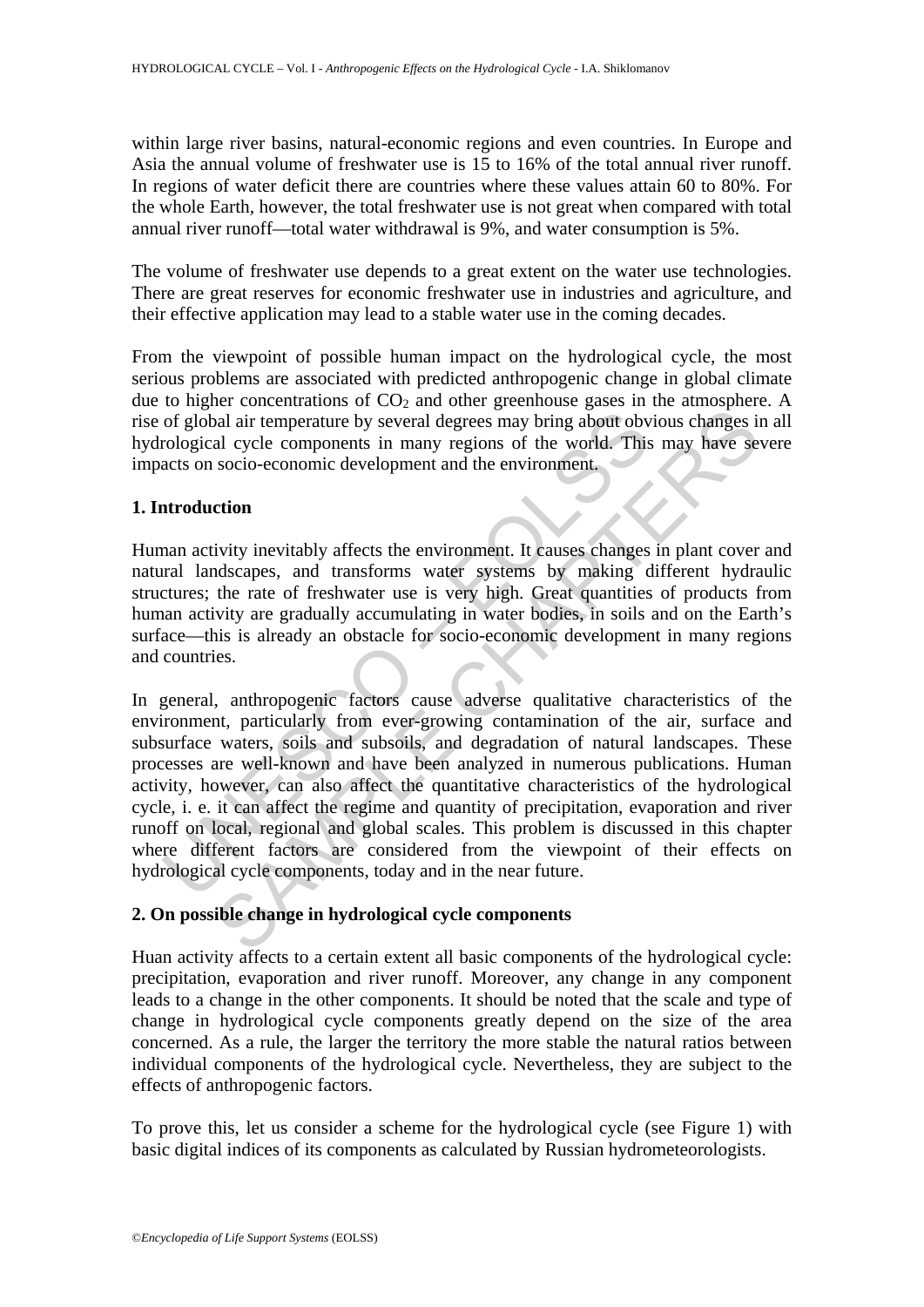within large river basins, natural-economic regions and even countries. In Europe and Asia the annual volume of freshwater use is 15 to 16% of the total annual river runoff. In regions of water deficit there are countries where these values attain 60 to 80%. For the whole Earth, however, the total freshwater use is not great when compared with total annual river runoff—total water withdrawal is 9%, and water consumption is 5%.

The volume of freshwater use depends to a great extent on the water use technologies. There are great reserves for economic freshwater use in industries and agriculture, and their effective application may lead to a stable water use in the coming decades.

From the viewpoint of possible human impact on the hydrological cycle, the most serious problems are associated with predicted anthropogenic change in global climate due to higher concentrations of $CO_2$ and other greenhouse gases in the atmosphere. A rise of global air temperature by several degrees may bring about obvious changes in all hydrological cycle components in many regions of the world. This may have severe impacts on socio-economic development and the environment.

## 1. Introduction

Human activity inevitably affects the environment. It causes changes in plant cover and natural landscapes, and transforms water systems by making different hydraulic structures; the rate of freshwater use is very high. Great quantities of products from human activity are gradually accumulating in water bodies, in soils and on the Earth's surface—this is already an obstacle for socio-economic development in many regions and countries.

In general, anthropogenic factors cause adverse qualitative characteristics of the environment, particularly from ever-growing contamination of the air, surface and subsurface waters, soils and subsoils, and degradation of natural landscapes. These processes are well-known and have been analyzed in numerous publications. Human activity, however, can also affect the quantitative characteristics of the hydrological cycle, i. e. it can affect the regime and quantity of precipitation, evaporation and river runoff on local, regional and global scales. This problem is discussed in this chapter where different factors are considered from the viewpoint of their effects on hydrological cycle components, today and in the near future.

## 2. On possible change in hydrological cycle components

Huan activity affects to a certain extent all basic components of the hydrological cycle: precipitation, evaporation and river runoff. Moreover, any change in any component leads to a change in the other components. It should be noted that the scale and type of change in hydrological cycle components greatly depend on the size of the area concerned. As a rule, the larger the territory the more stable the natural ratios between individual components of the hydrological cycle. Nevertheless, they are subject to the effects of anthropogenic factors.

To prove this, let us consider a scheme for the hydrological cycle (see Figure 1) with basic digital indices of its components as calculated by Russian hydrometeorologists.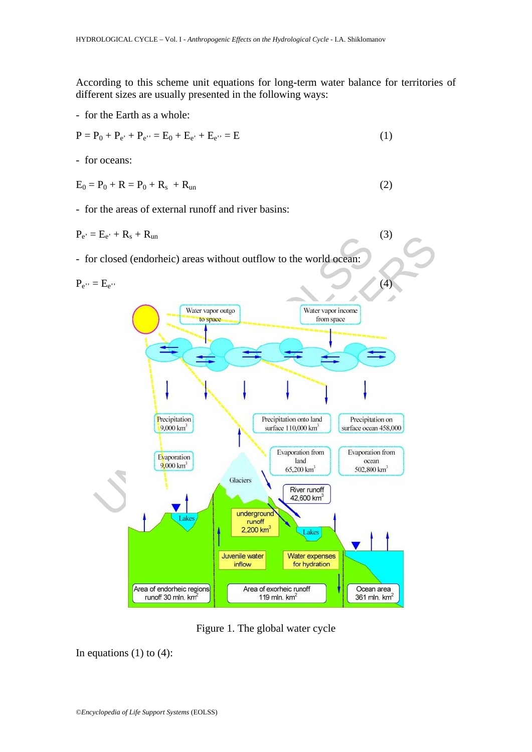According to this scheme unit equations for long-term water balance for territories of different sizes are usually presented in the following ways:

- for the Earth as a whole:

$$P = P_0 + P_{e'} + P_{e''} = E_0 + E_{e'} + E_{e''} = E \qquad (1)$$

- for oceans:

$$E_0 = P_0 + R = P_0 + R_s + R_{un} \qquad (2)$$

- for the areas of external runoff and river basins:

$$P_{e'} = E_{e'} + R_s + R_{un} \qquad (3)$$

- for closed (endorheic) areas without outflow to the world ocean:

$$P_{e''} = E_{e''} \qquad (4)$$

Figure 1. The global water cycle

In equations (1) to (4):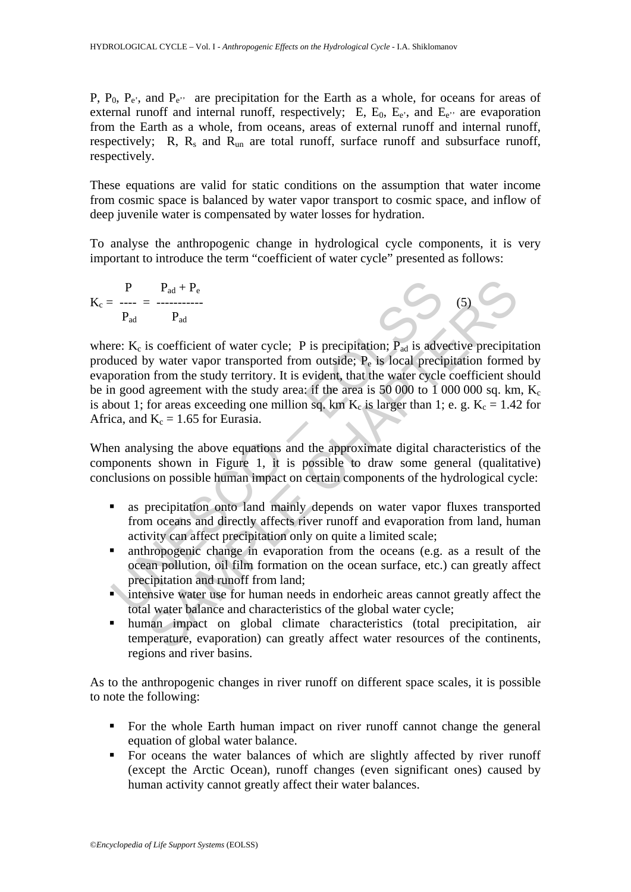P, $P_0$, $P_{e'}$, and $P_{e''}$ are precipitation for the Earth as a whole, for oceans for areas of external runoff and internal runoff, respectively; E, $E_0$, $E_{e'}$, and $E_{e''}$ are evaporation from the Earth as a whole, from oceans, areas of external runoff and internal runoff, respectively; R, $R_s$ and $R_{un}$ are total runoff, surface runoff and subsurface runoff, respectively.

These equations are valid for static conditions on the assumption that water income from cosmic space is balanced by water vapor transport to cosmic space, and inflow of deep juvenile water is compensated by water losses for hydration.

To analyse the anthropogenic change in hydrological cycle components, it is very important to introduce the term "coefficient of water cycle" presented as follows:

$$K_c = \frac{P}{P_{ad}} = \frac{P_{ad} + P_e}{P_{ad}} \qquad (5)$$

where: $K_c$ is coefficient of water cycle; P is precipitation; $P_{ad}$ is advective precipitation produced by water vapor transported from outside; $P_e$ is local precipitation formed by evaporation from the study territory. It is evident, that the water cycle coefficient should be in good agreement with the study area: if the area is 50 000 to 1 000 000 sq. km, $K_c$ is about 1; for areas exceeding one million sq. km $K_c$ is larger than 1; e. g. $K_c = 1.42$ for Africa, and $K_c = 1.65$ for Eurasia.

When analysing the above equations and the approximate digital characteristics of the components shown in Figure 1, it is possible to draw some general (qualitative) conclusions on possible human impact on certain components of the hydrological cycle:

- as precipitation onto land mainly depends on water vapor fluxes transported from oceans and directly affects river runoff and evaporation from land, human activity can affect precipitation only on quite a limited scale;
- anthropogenic change in evaporation from the oceans (e.g. as a result of the ocean pollution, oil film formation on the ocean surface, etc.) can greatly affect precipitation and runoff from land;
- intensive water use for human needs in endorheic areas cannot greatly affect the total water balance and characteristics of the global water cycle;
- human impact on global climate characteristics (total precipitation, air temperature, evaporation) can greatly affect water resources of the continents, regions and river basins.

As to the anthropogenic changes in river runoff on different space scales, it is possible to note the following:

- For the whole Earth human impact on river runoff cannot change the general equation of global water balance.
- For oceans the water balances of which are slightly affected by river runoff (except the Arctic Ocean), runoff changes (even significant ones) caused by human activity cannot greatly affect their water balances.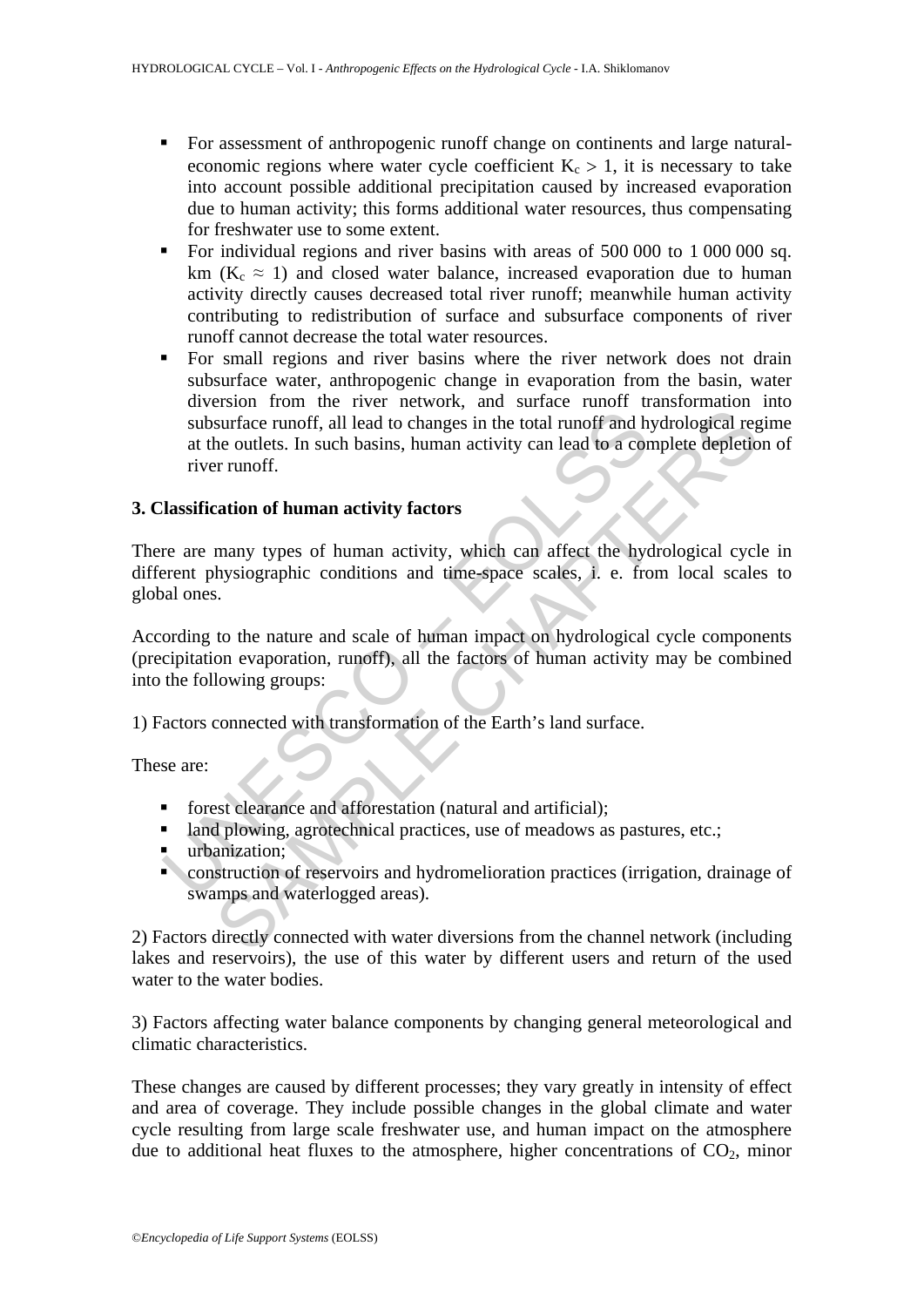- For assessment of anthropogenic runoff change on continents and large natural-economic regions where water cycle coefficient $K_c > 1$, it is necessary to take into account possible additional precipitation caused by increased evaporation due to human activity; this forms additional water resources, thus compensating for freshwater use to some extent.
- For individual regions and river basins with areas of 500 000 to 1 000 000 sq. km ($K_c \approx 1$) and closed water balance, increased evaporation due to human activity directly causes decreased total river runoff; meanwhile human activity contributing to redistribution of surface and subsurface components of river runoff cannot decrease the total water resources.
- For small regions and river basins where the river network does not drain subsurface water, anthropogenic change in evaporation from the basin, water diversion from the river network, and surface runoff transformation into subsurface runoff, all lead to changes in the total runoff and hydrological regime at the outlets. In such basins, human activity can lead to a complete depletion of river runoff.

## 3. Classification of human activity factors

There are many types of human activity, which can affect the hydrological cycle in different physiographic conditions and time-space scales, i. e. from local scales to global ones.

According to the nature and scale of human impact on hydrological cycle components (precipitation evaporation, runoff), all the factors of human activity may be combined into the following groups:

1) Factors connected with transformation of the Earth's land surface.

These are:

- forest clearance and afforestation (natural and artificial);
- land plowing, agrotechnical practices, use of meadows as pastures, etc.;
- urbanization;
- construction of reservoirs and hydromelioration practices (irrigation, drainage of swamps and waterlogged areas).

2) Factors directly connected with water diversions from the channel network (including lakes and reservoirs), the use of this water by different users and return of the used water to the water bodies.

3) Factors affecting water balance components by changing general meteorological and climatic characteristics.

These changes are caused by different processes; they vary greatly in intensity of effect and area of coverage. They include possible changes in the global climate and water cycle resulting from large scale freshwater use, and human impact on the atmosphere due to additional heat fluxes to the atmosphere, higher concentrations of $CO_2$, minor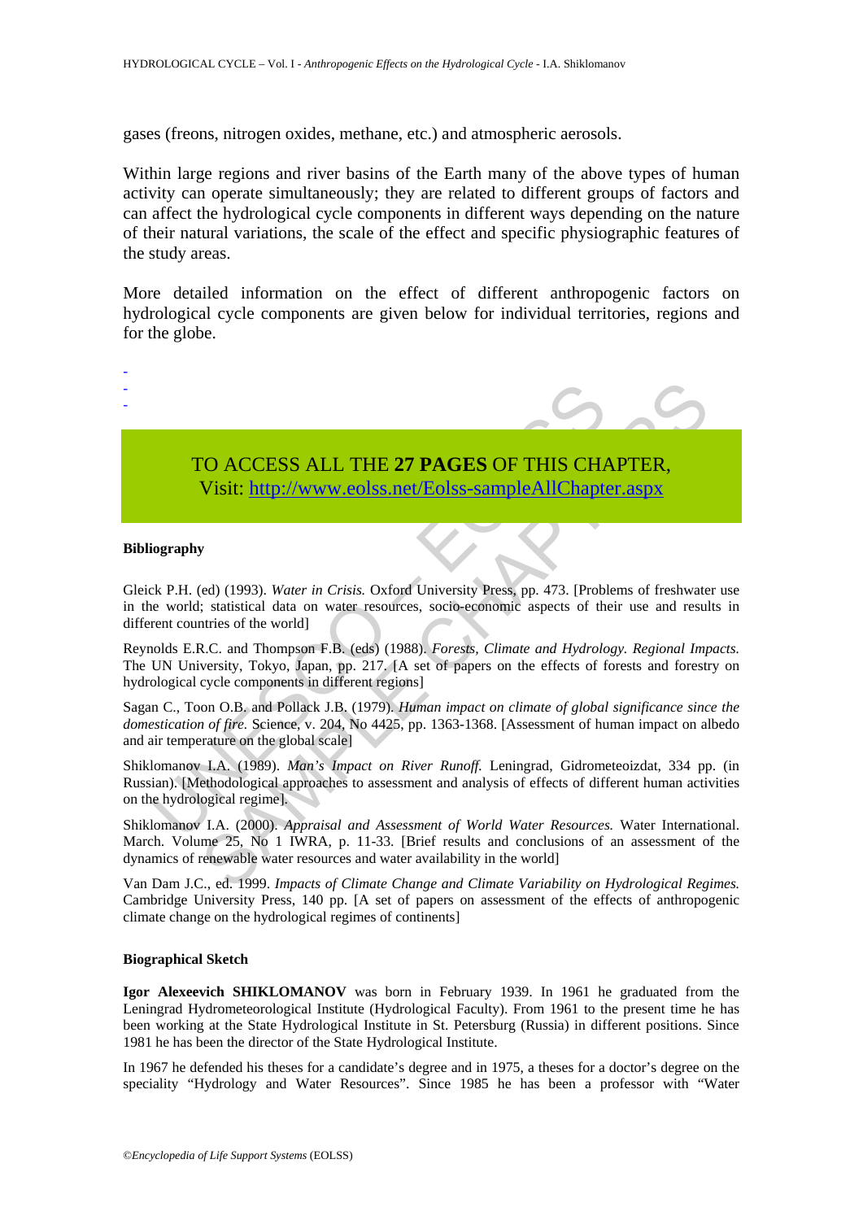gases (freons, nitrogen oxides, methane, etc.) and atmospheric aerosols.

Within large regions and river basins of the Earth many of the above types of human activity can operate simultaneously; they are related to different groups of factors and can affect the hydrological cycle components in different ways depending on the nature of their natural variations, the scale of the effect and specific physiographic features of the study areas.

More detailed information on the effect of different anthropogenic factors on hydrological cycle components are given below for individual territories, regions and for the globe.

-
-
-

TO ACCESS ALL THE **27 PAGES** OF THIS CHAPTER,
Visit: http://www.eolss.net/Eolss-sampleAllChapter.aspx

**Bibliography**

Gleick P.H. (ed) (1993). *Water in Crisis.* Oxford University Press, pp. 473. [Problems of freshwater use in the world; statistical data on water resources, socio-economic aspects of their use and results in different countries of the world]

Reynolds E.R.C. and Thompson F.B. (eds) (1988). *Forests, Climate and Hydrology. Regional Impacts.* The UN University, Tokyo, Japan, pp. 217. [A set of papers on the effects of forests and forestry on hydrological cycle components in different regions]

Sagan C., Toon O.B. and Pollack J.B. (1979). *Human impact on climate of global significance since the domestication of fire.* Science, v. 204, No 4425, pp. 1363-1368. [Assessment of human impact on albedo and air temperature on the global scale]

Shiklomanov I.A. (1989). *Man's Impact on River Runoff.* Leningrad, Gidrometeoizdat, 334 pp. (in Russian). [Methodological approaches to assessment and analysis of effects of different human activities on the hydrological regime].

Shiklomanov I.A. (2000). *Appraisal and Assessment of World Water Resources.* Water International. March. Volume 25, No 1 IWRA, p. 11-33. [Brief results and conclusions of an assessment of the dynamics of renewable water resources and water availability in the world]

Van Dam J.C., ed. 1999. *Impacts of Climate Change and Climate Variability on Hydrological Regimes.* Cambridge University Press, 140 pp. [A set of papers on assessment of the effects of anthropogenic climate change on the hydrological regimes of continents]

**Biographical Sketch**

**Igor Alexeevich SHIKLOMANOV** was born in February 1939. In 1961 he graduated from the Leningrad Hydrometeorological Institute (Hydrological Faculty). From 1961 to the present time he has been working at the State Hydrological Institute in St. Petersburg (Russia) in different positions. Since 1981 he has been the director of the State Hydrological Institute.

In 1967 he defended his theses for a candidate's degree and in 1975, a theses for a doctor's degree on the speciality "Hydrology and Water Resources". Since 1985 he has been a professor with "Water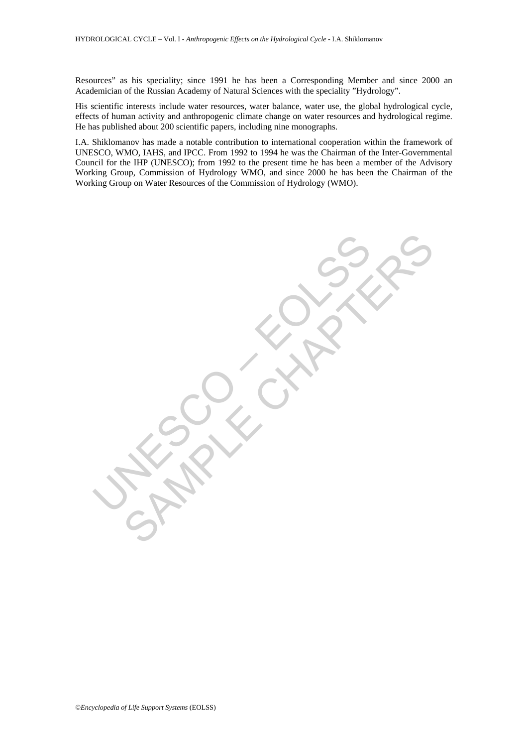Resources" as his speciality; since 1991 he has been a Corresponding Member and since 2000 an Academician of the Russian Academy of Natural Sciences with the speciality "Hydrology".

His scientific interests include water resources, water balance, water use, the global hydrological cycle, effects of human activity and anthropogenic climate change on water resources and hydrological regime. He has published about 200 scientific papers, including nine monographs.

I.A. Shiklomanov has made a notable contribution to international cooperation within the framework of UNESCO, WMO, IAHS, and IPCC. From 1992 to 1994 he was the Chairman of the Inter-Governmental Council for the IHP (UNESCO); from 1992 to the present time he has been a member of the Advisory Working Group, Commission of Hydrology WMO, and since 2000 he has been the Chairman of the Working Group on Water Resources of the Commission of Hydrology (WMO).